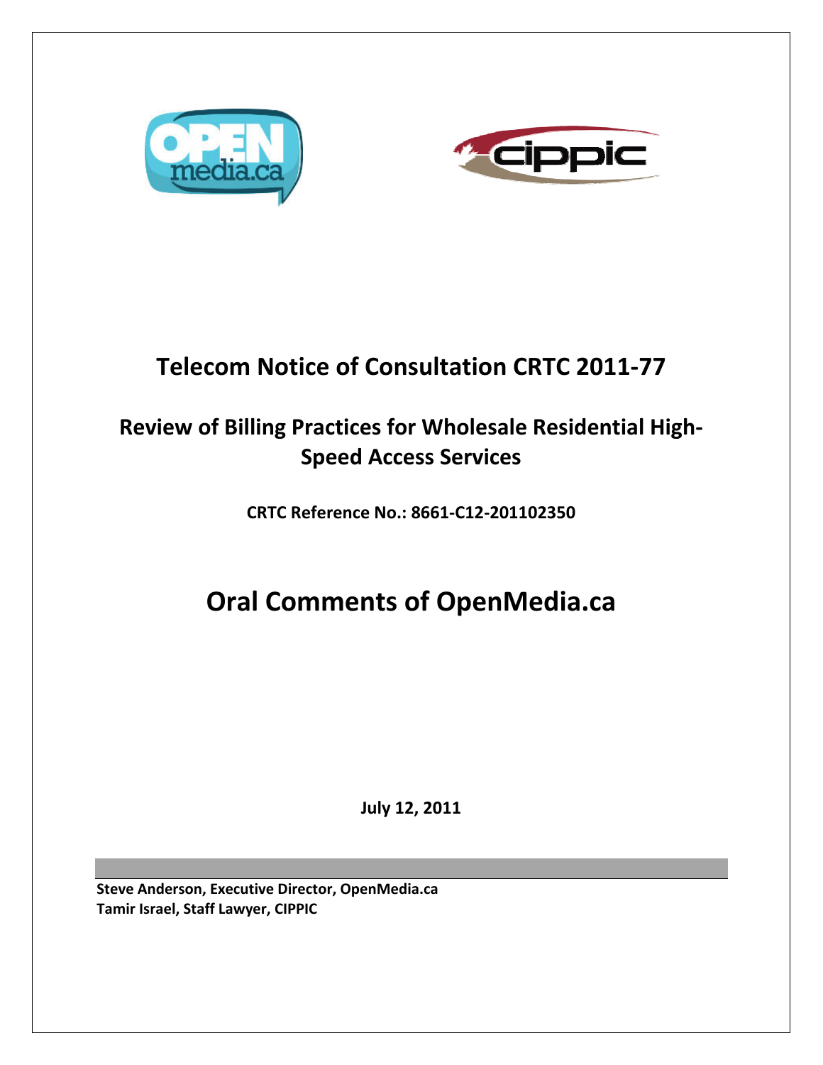# Telecom Notice of Consultation CRTC 2011-77

## Review of Billing Practices for Wholesale Residential High-Speed Access Services

**CRTC Reference No.: 8661-C12-201102350**

# Oral Comments of OpenMedia.ca

**July 12, 2011**

**Steve Anderson, Executive Director, OpenMedia.ca**
**Tamir Israel, Staff Lawyer, CIPPIC**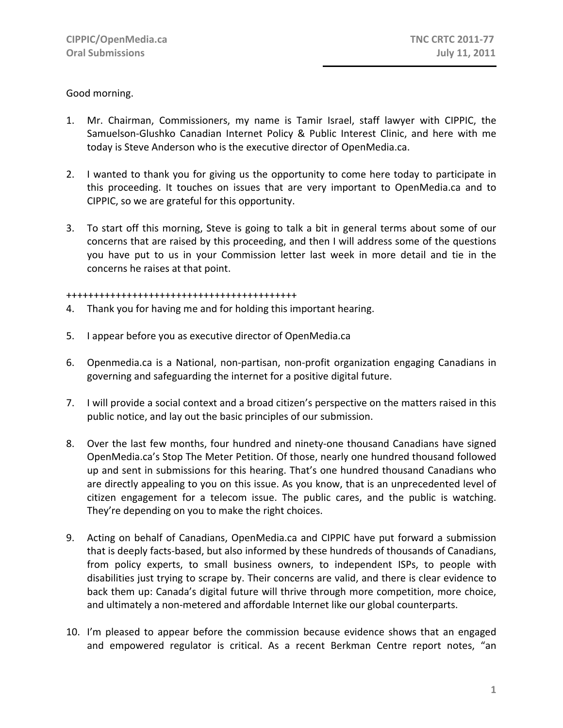Good morning.

1. Mr. Chairman, Commissioners, my name is Tamir Israel, staff lawyer with CIPPIC, the Samuelson-Glushko Canadian Internet Policy & Public Interest Clinic, and here with me today is Steve Anderson who is the executive director of OpenMedia.ca.

2. I wanted to thank you for giving us the opportunity to come here today to participate in this proceeding. It touches on issues that are very important to OpenMedia.ca and to CIPPIC, so we are grateful for this opportunity.

3. To start off this morning, Steve is going to talk a bit in general terms about some of our concerns that are raised by this proceeding, and then I will address some of the questions you have put to us in your Commission letter last week in more detail and tie in the concerns he raises at that point.

++++++++++++++++++++++++++++++++++++++++++++

4. Thank you for having me and for holding this important hearing.

5. I appear before you as executive director of OpenMedia.ca

6. Openmedia.ca is a National, non-partisan, non-profit organization engaging Canadians in governing and safeguarding the internet for a positive digital future.

7. I will provide a social context and a broad citizen's perspective on the matters raised in this public notice, and lay out the basic principles of our submission.

8. Over the last few months, four hundred and ninety-one thousand Canadians have signed OpenMedia.ca's Stop The Meter Petition. Of those, nearly one hundred thousand followed up and sent in submissions for this hearing. That's one hundred thousand Canadians who are directly appealing to you on this issue. As you know, that is an unprecedented level of citizen engagement for a telecom issue. The public cares, and the public is watching. They're depending on you to make the right choices.

9. Acting on behalf of Canadians, OpenMedia.ca and CIPPIC have put forward a submission that is deeply facts-based, but also informed by these hundreds of thousands of Canadians, from policy experts, to small business owners, to independent ISPs, to people with disabilities just trying to scrape by. Their concerns are valid, and there is clear evidence to back them up: Canada's digital future will thrive through more competition, more choice, and ultimately a non-metered and affordable Internet like our global counterparts.

10. I'm pleased to appear before the commission because evidence shows that an engaged and empowered regulator is critical. As a recent Berkman Centre report notes, "an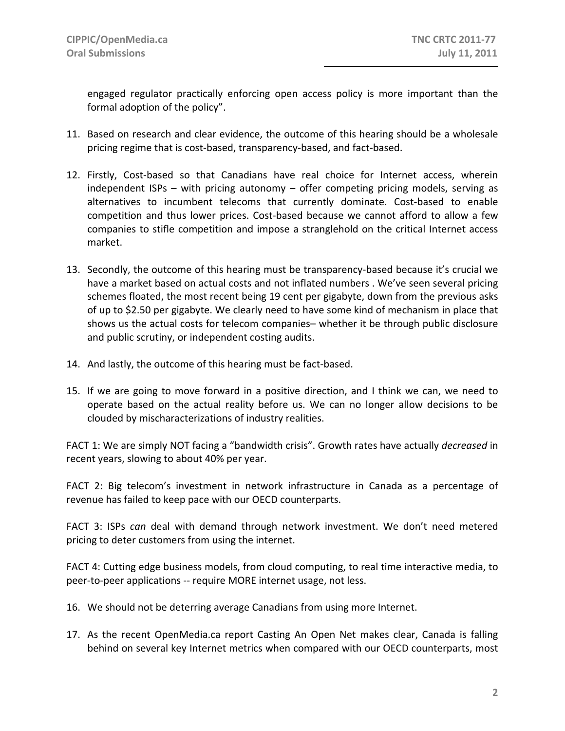engaged regulator practically enforcing open access policy is more important than the formal adoption of the policy".

11. Based on research and clear evidence, the outcome of this hearing should be a wholesale pricing regime that is cost-based, transparency-based, and fact-based.

12. Firstly, Cost-based so that Canadians have real choice for Internet access, wherein independent ISPs – with pricing autonomy – offer competing pricing models, serving as alternatives to incumbent telecoms that currently dominate. Cost-based to enable competition and thus lower prices. Cost-based because we cannot afford to allow a few companies to stifle competition and impose a stranglehold on the critical Internet access market.

13. Secondly, the outcome of this hearing must be transparency-based because it's crucial we have a market based on actual costs and not inflated numbers . We've seen several pricing schemes floated, the most recent being 19 cent per gigabyte, down from the previous asks of up to $2.50 per gigabyte. We clearly need to have some kind of mechanism in place that shows us the actual costs for telecom companies– whether it be through public disclosure and public scrutiny, or independent costing audits.

14. And lastly, the outcome of this hearing must be fact-based.

15. If we are going to move forward in a positive direction, and I think we can, we need to operate based on the actual reality before us. We can no longer allow decisions to be clouded by mischaracterizations of industry realities.

FACT 1: We are simply NOT facing a "bandwidth crisis". Growth rates have actually *decreased* in recent years, slowing to about 40% per year.

FACT 2: Big telecom's investment in network infrastructure in Canada as a percentage of revenue has failed to keep pace with our OECD counterparts.

FACT 3: ISPs *can* deal with demand through network investment. We don't need metered pricing to deter customers from using the internet.

FACT 4: Cutting edge business models, from cloud computing, to real time interactive media, to peer-to-peer applications -- require MORE internet usage, not less.

16. We should not be deterring average Canadians from using more Internet.

17. As the recent OpenMedia.ca report Casting An Open Net makes clear, Canada is falling behind on several key Internet metrics when compared with our OECD counterparts, most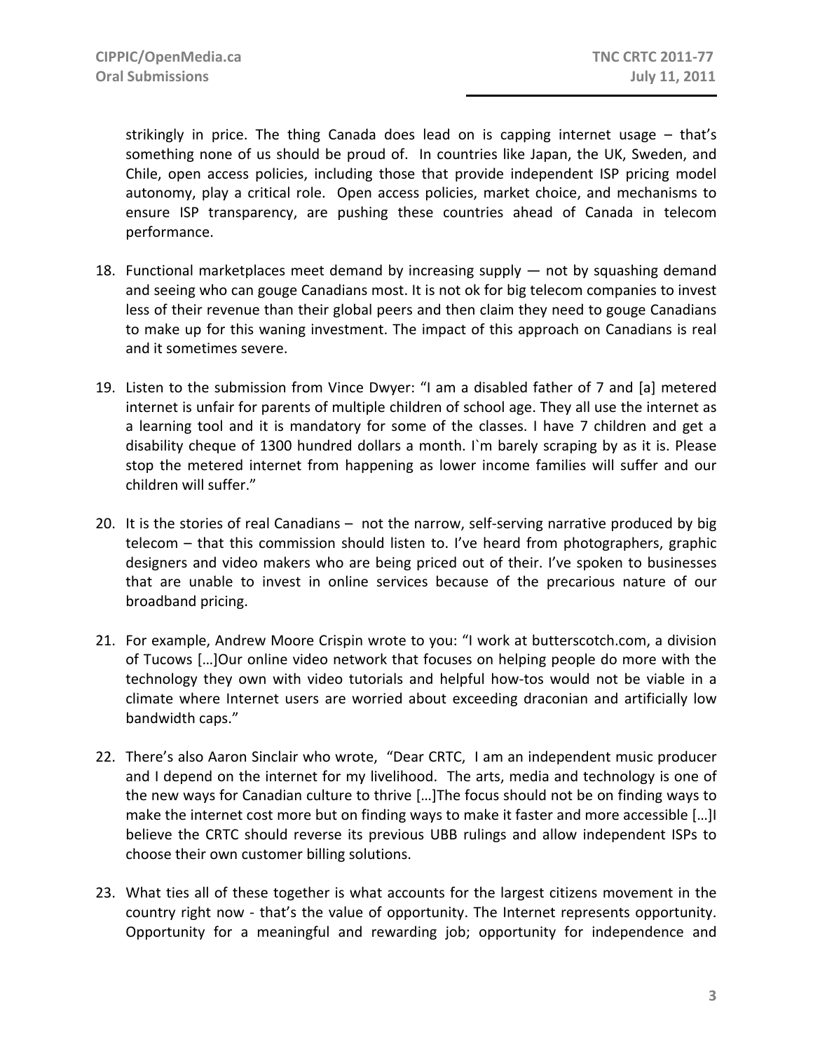strikingly in price. The thing Canada does lead on is capping internet usage – that's something none of us should be proud of. In countries like Japan, the UK, Sweden, and Chile, open access policies, including those that provide independent ISP pricing model autonomy, play a critical role. Open access policies, market choice, and mechanisms to ensure ISP transparency, are pushing these countries ahead of Canada in telecom performance.

18. Functional marketplaces meet demand by increasing supply — not by squashing demand and seeing who can gouge Canadians most. It is not ok for big telecom companies to invest less of their revenue than their global peers and then claim they need to gouge Canadians to make up for this waning investment. The impact of this approach on Canadians is real and it sometimes severe.

19. Listen to the submission from Vince Dwyer: "I am a disabled father of 7 and [a] metered internet is unfair for parents of multiple children of school age. They all use the internet as a learning tool and it is mandatory for some of the classes. I have 7 children and get a disability cheque of 1300 hundred dollars a month. I`m barely scraping by as it is. Please stop the metered internet from happening as lower income families will suffer and our children will suffer."

20. It is the stories of real Canadians – not the narrow, self-serving narrative produced by big telecom – that this commission should listen to. I've heard from photographers, graphic designers and video makers who are being priced out of their. I've spoken to businesses that are unable to invest in online services because of the precarious nature of our broadband pricing.

21. For example, Andrew Moore Crispin wrote to you: "I work at butterscotch.com, a division of Tucows […]Our online video network that focuses on helping people do more with the technology they own with video tutorials and helpful how-tos would not be viable in a climate where Internet users are worried about exceeding draconian and artificially low bandwidth caps."

22. There's also Aaron Sinclair who wrote, "Dear CRTC, I am an independent music producer and I depend on the internet for my livelihood. The arts, media and technology is one of the new ways for Canadian culture to thrive […]The focus should not be on finding ways to make the internet cost more but on finding ways to make it faster and more accessible […]I believe the CRTC should reverse its previous UBB rulings and allow independent ISPs to choose their own customer billing solutions.

23. What ties all of these together is what accounts for the largest citizens movement in the country right now - that's the value of opportunity. The Internet represents opportunity. Opportunity for a meaningful and rewarding job; opportunity for independence and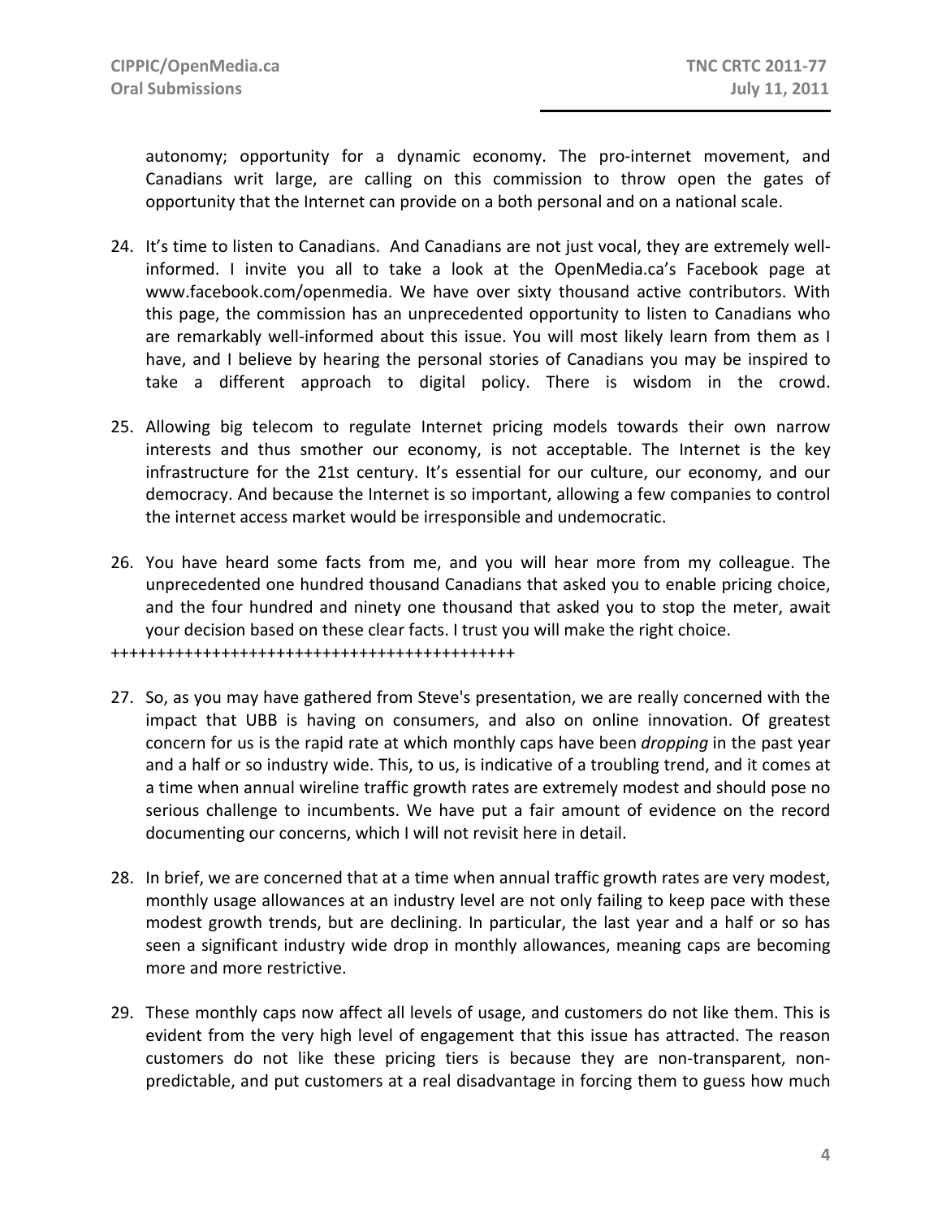autonomy; opportunity for a dynamic economy. The pro-internet movement, and Canadians writ large, are calling on this commission to throw open the gates of opportunity that the Internet can provide on a both personal and on a national scale.

24. It's time to listen to Canadians. And Canadians are not just vocal, they are extremely well-informed. I invite you all to take a look at the OpenMedia.ca's Facebook page at www.facebook.com/openmedia. We have over sixty thousand active contributors. With this page, the commission has an unprecedented opportunity to listen to Canadians who are remarkably well-informed about this issue. You will most likely learn from them as I have, and I believe by hearing the personal stories of Canadians you may be inspired to take a different approach to digital policy. There is wisdom in the crowd.

25. Allowing big telecom to regulate Internet pricing models towards their own narrow interests and thus smother our economy, is not acceptable. The Internet is the key infrastructure for the 21st century. It's essential for our culture, our economy, and our democracy. And because the Internet is so important, allowing a few companies to control the internet access market would be irresponsible and undemocratic.

26. You have heard some facts from me, and you will hear more from my colleague. The unprecedented one hundred thousand Canadians that asked you to enable pricing choice, and the four hundred and ninety one thousand that asked you to stop the meter, await your decision based on these clear facts. I trust you will make the right choice.

+++++++++++++++++++++++++++++++++++++++++++++

27. So, as you may have gathered from Steve's presentation, we are really concerned with the impact that UBB is having on consumers, and also on online innovation. Of greatest concern for us is the rapid rate at which monthly caps have been *dropping* in the past year and a half or so industry wide. This, to us, is indicative of a troubling trend, and it comes at a time when annual wireline traffic growth rates are extremely modest and should pose no serious challenge to incumbents. We have put a fair amount of evidence on the record documenting our concerns, which I will not revisit here in detail.

28. In brief, we are concerned that at a time when annual traffic growth rates are very modest, monthly usage allowances at an industry level are not only failing to keep pace with these modest growth trends, but are declining. In particular, the last year and a half or so has seen a significant industry wide drop in monthly allowances, meaning caps are becoming more and more restrictive.

29. These monthly caps now affect all levels of usage, and customers do not like them. This is evident from the very high level of engagement that this issue has attracted. The reason customers do not like these pricing tiers is because they are non-transparent, non-predictable, and put customers at a real disadvantage in forcing them to guess how much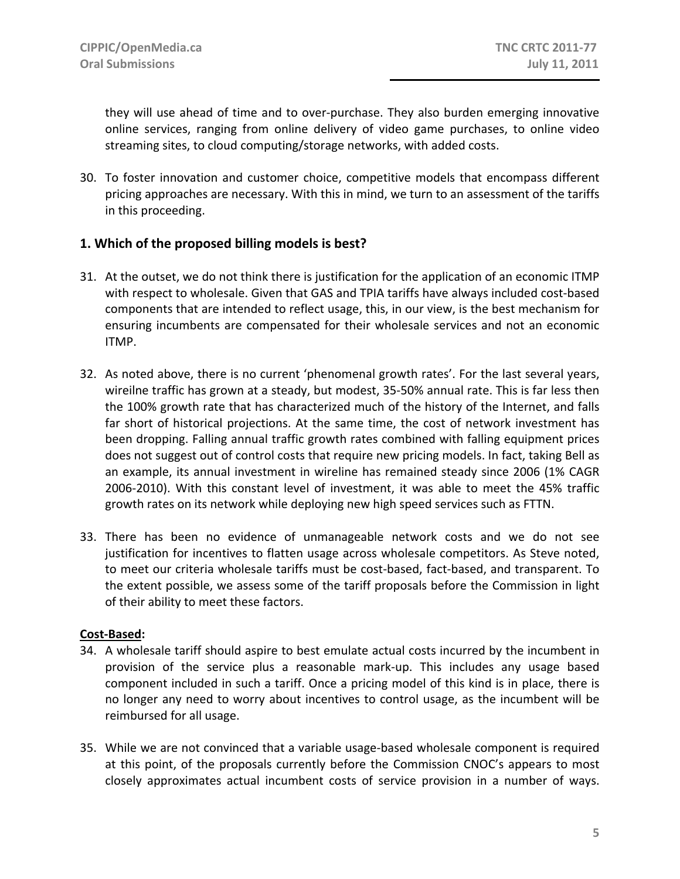they will use ahead of time and to over-purchase. They also burden emerging innovative online services, ranging from online delivery of video game purchases, to online video streaming sites, to cloud computing/storage networks, with added costs.

30. To foster innovation and customer choice, competitive models that encompass different pricing approaches are necessary. With this in mind, we turn to an assessment of the tariffs in this proceeding.

## 1. Which of the proposed billing models is best?

31. At the outset, we do not think there is justification for the application of an economic ITMP with respect to wholesale. Given that GAS and TPIA tariffs have always included cost-based components that are intended to reflect usage, this, in our view, is the best mechanism for ensuring incumbents are compensated for their wholesale services and not an economic ITMP.

32. As noted above, there is no current 'phenomenal growth rates'. For the last several years, wireilne traffic has grown at a steady, but modest, 35-50% annual rate. This is far less then the 100% growth rate that has characterized much of the history of the Internet, and falls far short of historical projections. At the same time, the cost of network investment has been dropping. Falling annual traffic growth rates combined with falling equipment prices does not suggest out of control costs that require new pricing models. In fact, taking Bell as an example, its annual investment in wireline has remained steady since 2006 (1% CAGR 2006-2010). With this constant level of investment, it was able to meet the 45% traffic growth rates on its network while deploying new high speed services such as FTTN.

33. There has been no evidence of unmanageable network costs and we do not see justification for incentives to flatten usage across wholesale competitors. As Steve noted, to meet our criteria wholesale tariffs must be cost-based, fact-based, and transparent. To the extent possible, we assess some of the tariff proposals before the Commission in light of their ability to meet these factors.

**Cost-Based:**

34. A wholesale tariff should aspire to best emulate actual costs incurred by the incumbent in provision of the service plus a reasonable mark-up. This includes any usage based component included in such a tariff. Once a pricing model of this kind is in place, there is no longer any need to worry about incentives to control usage, as the incumbent will be reimbursed for all usage.

35. While we are not convinced that a variable usage-based wholesale component is required at this point, of the proposals currently before the Commission CNOC's appears to most closely approximates actual incumbent costs of service provision in a number of ways.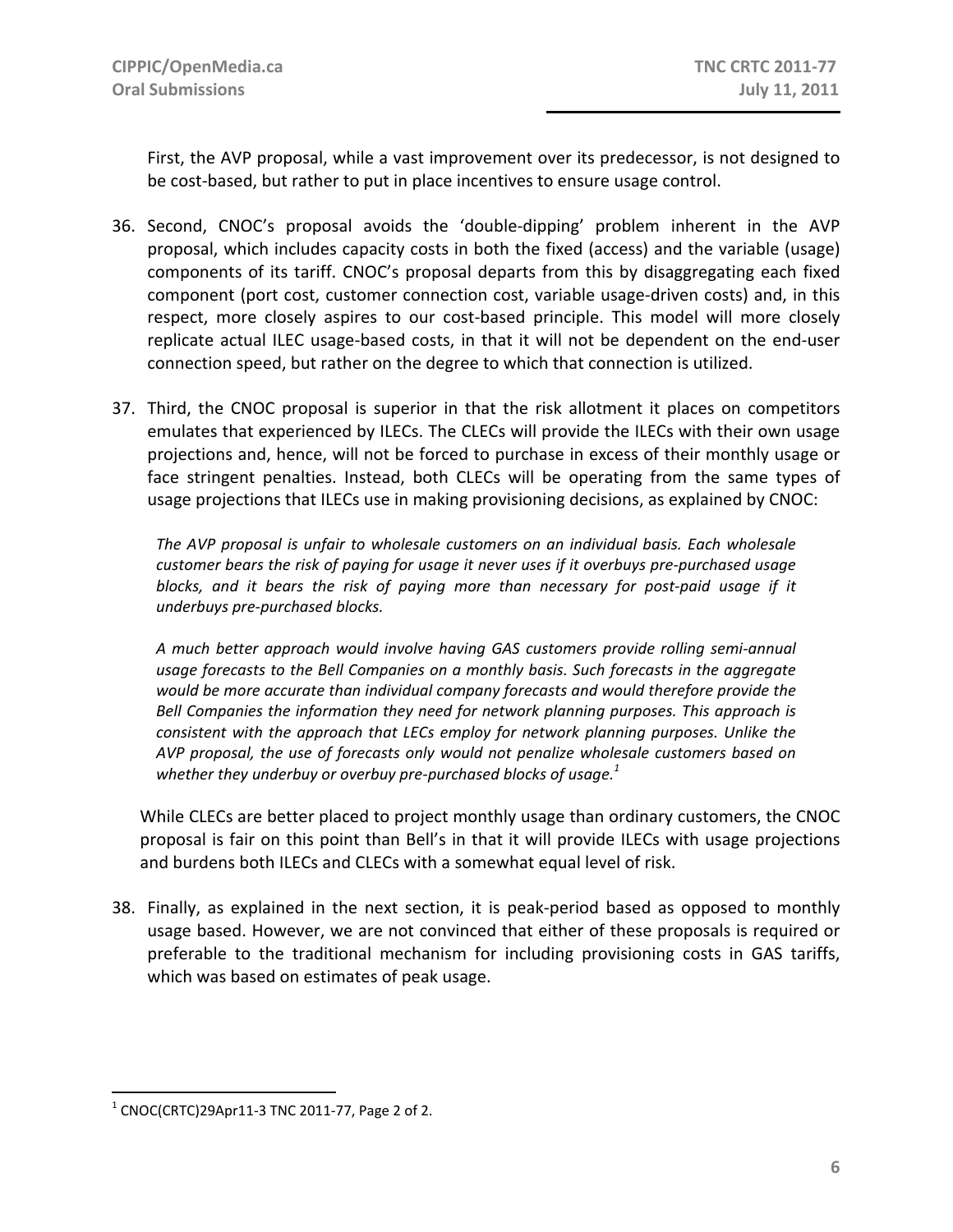First, the AVP proposal, while a vast improvement over its predecessor, is not designed to be cost-based, but rather to put in place incentives to ensure usage control.

36. Second, CNOC's proposal avoids the 'double-dipping' problem inherent in the AVP proposal, which includes capacity costs in both the fixed (access) and the variable (usage) components of its tariff. CNOC's proposal departs from this by disaggregating each fixed component (port cost, customer connection cost, variable usage-driven costs) and, in this respect, more closely aspires to our cost-based principle. This model will more closely replicate actual ILEC usage-based costs, in that it will not be dependent on the end-user connection speed, but rather on the degree to which that connection is utilized.

37. Third, the CNOC proposal is superior in that the risk allotment it places on competitors emulates that experienced by ILECs. The CLECs will provide the ILECs with their own usage projections and, hence, will not be forced to purchase in excess of their monthly usage or face stringent penalties. Instead, both CLECs will be operating from the same types of usage projections that ILECs use in making provisioning decisions, as explained by CNOC:

    *The AVP proposal is unfair to wholesale customers on an individual basis. Each wholesale customer bears the risk of paying for usage it never uses if it overbuys pre-purchased usage blocks, and it bears the risk of paying more than necessary for post-paid usage if it underbuys pre-purchased blocks.*

    *A much better approach would involve having GAS customers provide rolling semi-annual usage forecasts to the Bell Companies on a monthly basis. Such forecasts in the aggregate would be more accurate than individual company forecasts and would therefore provide the Bell Companies the information they need for network planning purposes. This approach is consistent with the approach that LECs employ for network planning purposes. Unlike the AVP proposal, the use of forecasts only would not penalize wholesale customers based on whether they underbuy or overbuy pre-purchased blocks of usage.*[1]

    While CLECs are better placed to project monthly usage than ordinary customers, the CNOC proposal is fair on this point than Bell's in that it will provide ILECs with usage projections and burdens both ILECs and CLECs with a somewhat equal level of risk.

38. Finally, as explained in the next section, it is peak-period based as opposed to monthly usage based. However, we are not convinced that either of these proposals is required or preferable to the traditional mechanism for including provisioning costs in GAS tariffs, which was based on estimates of peak usage.

---

[1] CNOC(CRTC)29Apr11-3 TNC 2011-77, Page 2 of 2.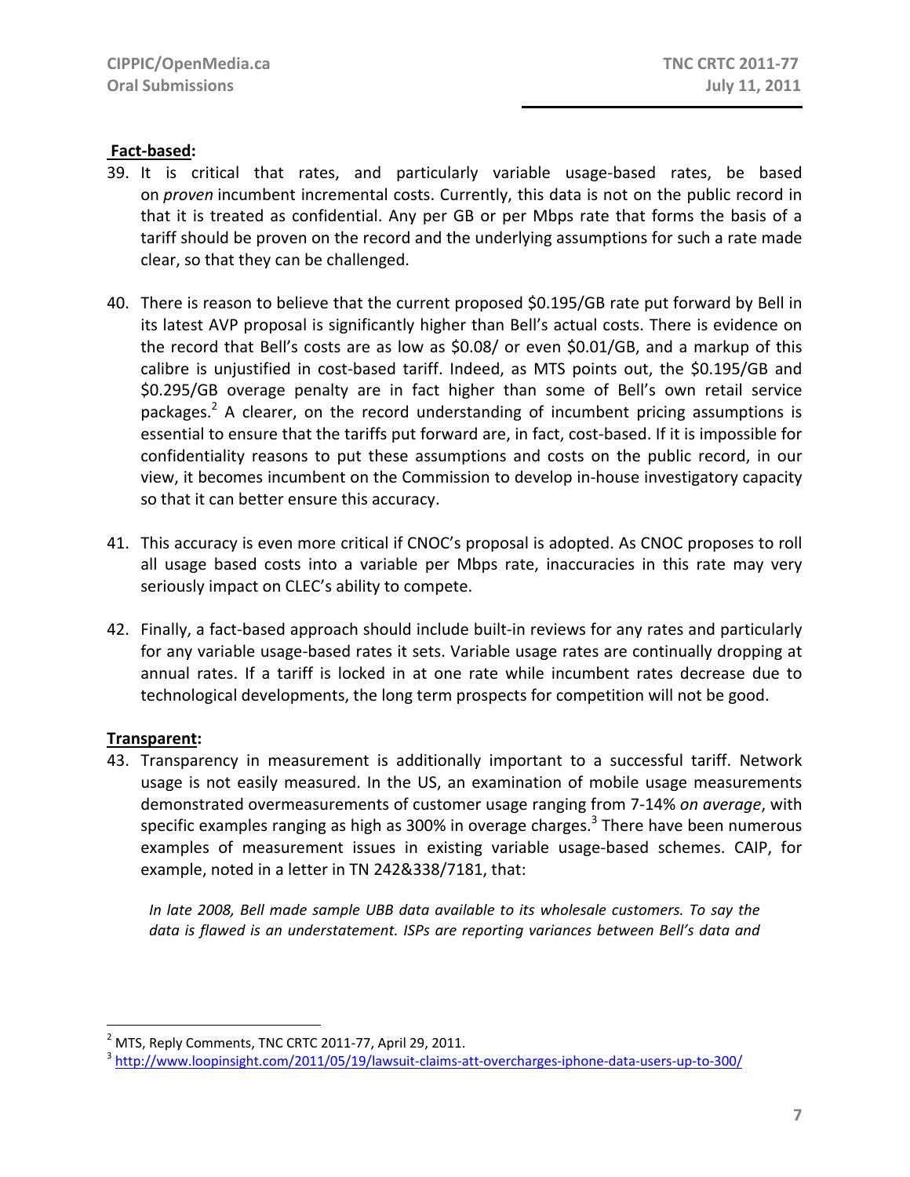**Fact-based:**

39. It is critical that rates, and particularly variable usage-based rates, be based on *proven* incumbent incremental costs. Currently, this data is not on the public record in that it is treated as confidential. Any per GB or per Mbps rate that forms the basis of a tariff should be proven on the record and the underlying assumptions for such a rate made clear, so that they can be challenged.

40. There is reason to believe that the current proposed $0.195/GB rate put forward by Bell in its latest AVP proposal is significantly higher than Bell's actual costs. There is evidence on the record that Bell's costs are as low as $0.08/ or even $0.01/GB, and a markup of this calibre is unjustified in cost-based tariff. Indeed, as MTS points out, the $0.195/GB and $0.295/GB overage penalty are in fact higher than some of Bell's own retail service packages.[2] A clearer, on the record understanding of incumbent pricing assumptions is essential to ensure that the tariffs put forward are, in fact, cost-based. If it is impossible for confidentiality reasons to put these assumptions and costs on the public record, in our view, it becomes incumbent on the Commission to develop in-house investigatory capacity so that it can better ensure this accuracy.

41. This accuracy is even more critical if CNOC's proposal is adopted. As CNOC proposes to roll all usage based costs into a variable per Mbps rate, inaccuracies in this rate may very seriously impact on CLEC's ability to compete.

42. Finally, a fact-based approach should include built-in reviews for any rates and particularly for any variable usage-based rates it sets. Variable usage rates are continually dropping at annual rates. If a tariff is locked in at one rate while incumbent rates decrease due to technological developments, the long term prospects for competition will not be good.

**Transparent:**

43. Transparency in measurement is additionally important to a successful tariff. Network usage is not easily measured. In the US, an examination of mobile usage measurements demonstrated overmeasurements of customer usage ranging from 7-14% *on average*, with specific examples ranging as high as 300% in overage charges.[3] There have been numerous examples of measurement issues in existing variable usage-based schemes. CAIP, for example, noted in a letter in TN 242&338/7181, that:

   *In late 2008, Bell made sample UBB data available to its wholesale customers. To say the data is flawed is an understatement. ISPs are reporting variances between Bell's data and*

---

[2] MTS, Reply Comments, TNC CRTC 2011-77, April 29, 2011.

[3] http://www.loopinsight.com/2011/05/19/lawsuit-claims-att-overcharges-iphone-data-users-up-to-300/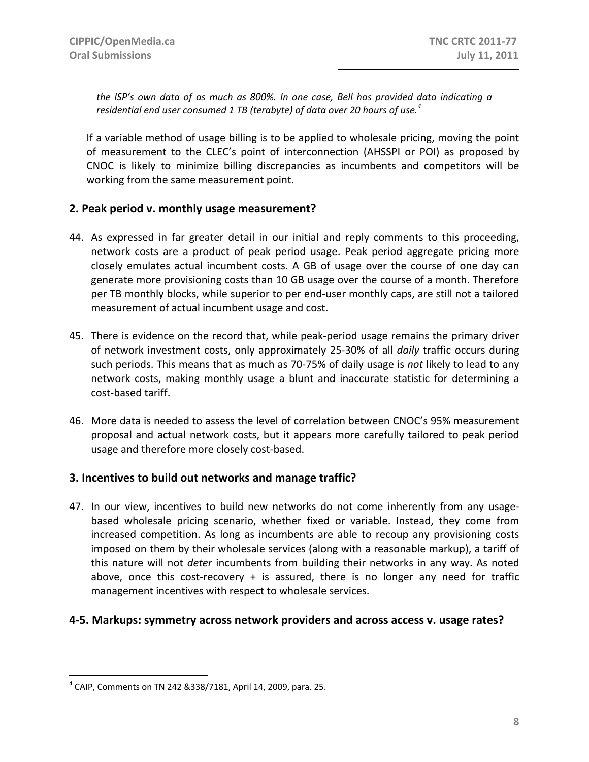*the ISP's own data of as much as 800%. In one case, Bell has provided data indicating a residential end user consumed 1 TB (terabyte) of data over 20 hours of use.*[4]

If a variable method of usage billing is to be applied to wholesale pricing, moving the point of measurement to the CLEC's point of interconnection (AHSSPI or POI) as proposed by CNOC is likely to minimize billing discrepancies as incumbents and competitors will be working from the same measurement point.

## 2. Peak period v. monthly usage measurement?

44. As expressed in far greater detail in our initial and reply comments to this proceeding, network costs are a product of peak period usage. Peak period aggregate pricing more closely emulates actual incumbent costs. A GB of usage over the course of one day can generate more provisioning costs than 10 GB usage over the course of a month. Therefore per TB monthly blocks, while superior to per end-user monthly caps, are still not a tailored measurement of actual incumbent usage and cost.

45. There is evidence on the record that, while peak-period usage remains the primary driver of network investment costs, only approximately 25-30% of all *daily* traffic occurs during such periods. This means that as much as 70-75% of daily usage is *not* likely to lead to any network costs, making monthly usage a blunt and inaccurate statistic for determining a cost-based tariff.

46. More data is needed to assess the level of correlation between CNOC's 95% measurement proposal and actual network costs, but it appears more carefully tailored to peak period usage and therefore more closely cost-based.

## 3. Incentives to build out networks and manage traffic?

47. In our view, incentives to build new networks do not come inherently from any usage-based wholesale pricing scenario, whether fixed or variable. Instead, they come from increased competition. As long as incumbents are able to recoup any provisioning costs imposed on them by their wholesale services (along with a reasonable markup), a tariff of this nature will not *deter* incumbents from building their networks in any way. As noted above, once this cost-recovery + is assured, there is no longer any need for traffic management incentives with respect to wholesale services.

## 4-5. Markups: symmetry across network providers and across access v. usage rates?

---

[4] CAIP, Comments on TN 242 &338/7181, April 14, 2009, para. 25.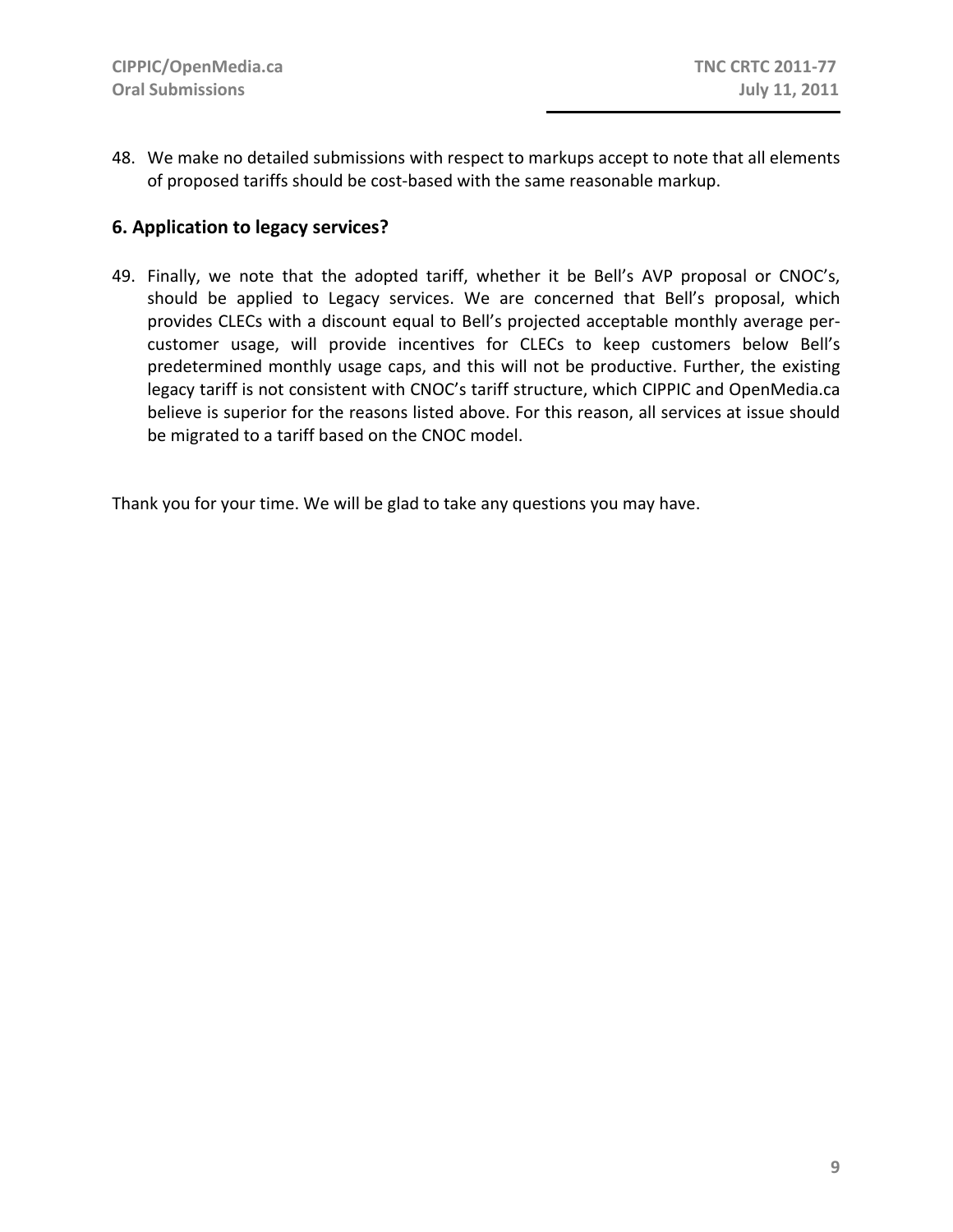48. We make no detailed submissions with respect to markups accept to note that all elements of proposed tariffs should be cost-based with the same reasonable markup.

## 6. Application to legacy services?

49. Finally, we note that the adopted tariff, whether it be Bell's AVP proposal or CNOC's, should be applied to Legacy services. We are concerned that Bell's proposal, which provides CLECs with a discount equal to Bell's projected acceptable monthly average per-customer usage, will provide incentives for CLECs to keep customers below Bell's predetermined monthly usage caps, and this will not be productive. Further, the existing legacy tariff is not consistent with CNOC's tariff structure, which CIPPIC and OpenMedia.ca believe is superior for the reasons listed above. For this reason, all services at issue should be migrated to a tariff based on the CNOC model.

Thank you for your time. We will be glad to take any questions you may have.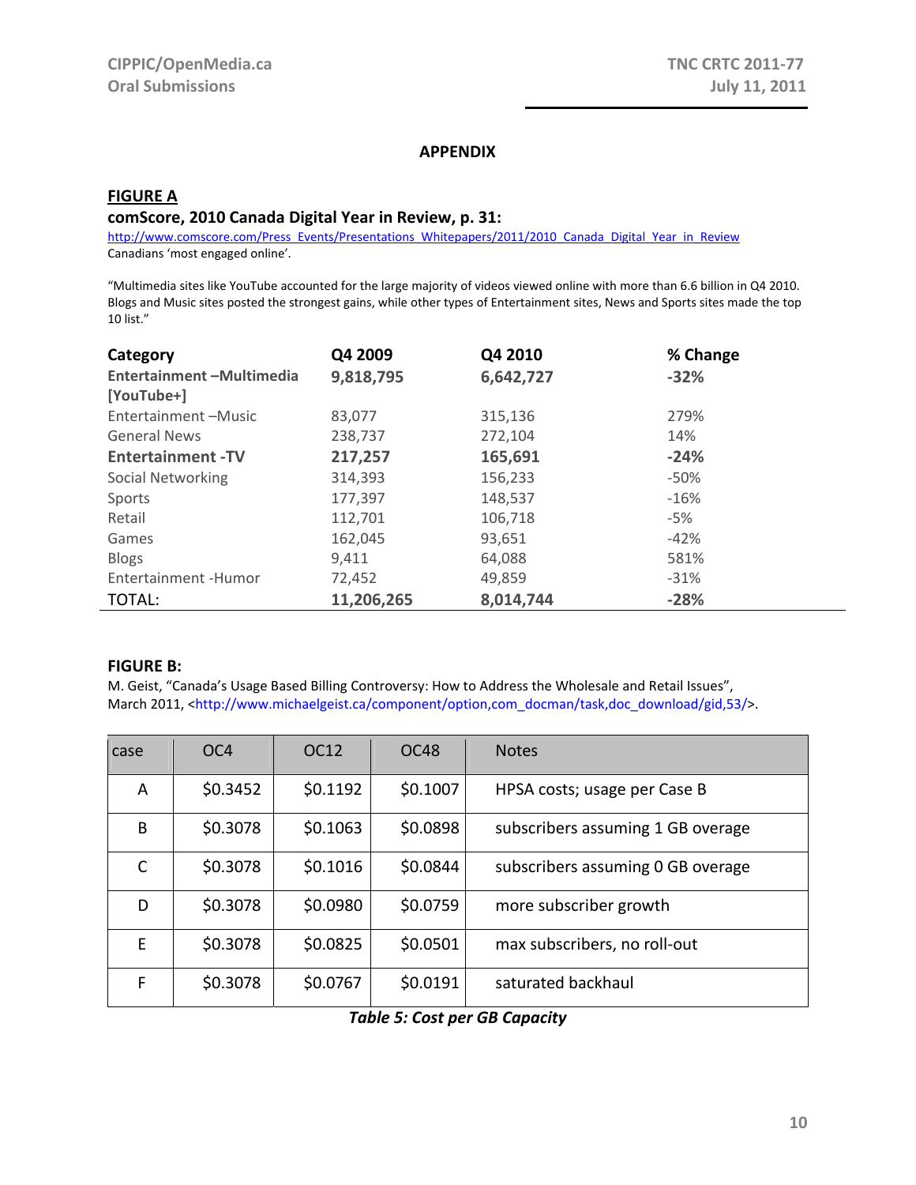# APPENDIX

## FIGURE A

**comScore, 2010 Canada Digital Year in Review, p. 31:**

http://www.comscore.com/Press_Events/Presentations_Whitepapers/2011/2010_Canada_Digital_Year_in_Review
Canadians 'most engaged online'.

"Multimedia sites like YouTube accounted for the large majority of videos viewed online with more than 6.6 billion in Q4 2010. Blogs and Music sites posted the strongest gains, while other types of Entertainment sites, News and Sports sites made the top 10 list."

| Category | Q4 2009 | Q4 2010 | % Change |
|---|---|---|---|
| **Entertainment –Multimedia [YouTube+]** | **9,818,795** | **6,642,727** | **-32%** |
| Entertainment –Music | 83,077 | 315,136 | 279% |
| General News | 238,737 | 272,104 | 14% |
| **Entertainment -TV** | **217,257** | **165,691** | **-24%** |
| Social Networking | 314,393 | 156,233 | -50% |
| Sports | 177,397 | 148,537 | -16% |
| Retail | 112,701 | 106,718 | -5% |
| Games | 162,045 | 93,651 | -42% |
| Blogs | 9,411 | 64,088 | 581% |
| Entertainment -Humor | 72,452 | 49,859 | -31% |
| TOTAL: | **11,206,265** | **8,014,744** | **-28%** |

## FIGURE B:

M. Geist, "Canada's Usage Based Billing Controversy: How to Address the Wholesale and Retail Issues", March 2011, <http://www.michaelgeist.ca/component/option,com_docman/task,doc_download/gid,53/>.

| case | OC4 | OC12 | OC48 | Notes |
|---|---|---|---|---|
| A | $0.3452 | $0.1192 | $0.1007 | HPSA costs; usage per Case B |
| B | $0.3078 | $0.1063 | $0.0898 | subscribers assuming 1 GB overage |
| C | $0.3078 | $0.1016 | $0.0844 | subscribers assuming 0 GB overage |
| D | $0.3078 | $0.0980 | $0.0759 | more subscriber growth |
| E | $0.3078 | $0.0825 | $0.0501 | max subscribers, no roll-out |
| F | $0.3078 | $0.0767 | $0.0191 | saturated backhaul |

***Table 5: Cost per GB Capacity***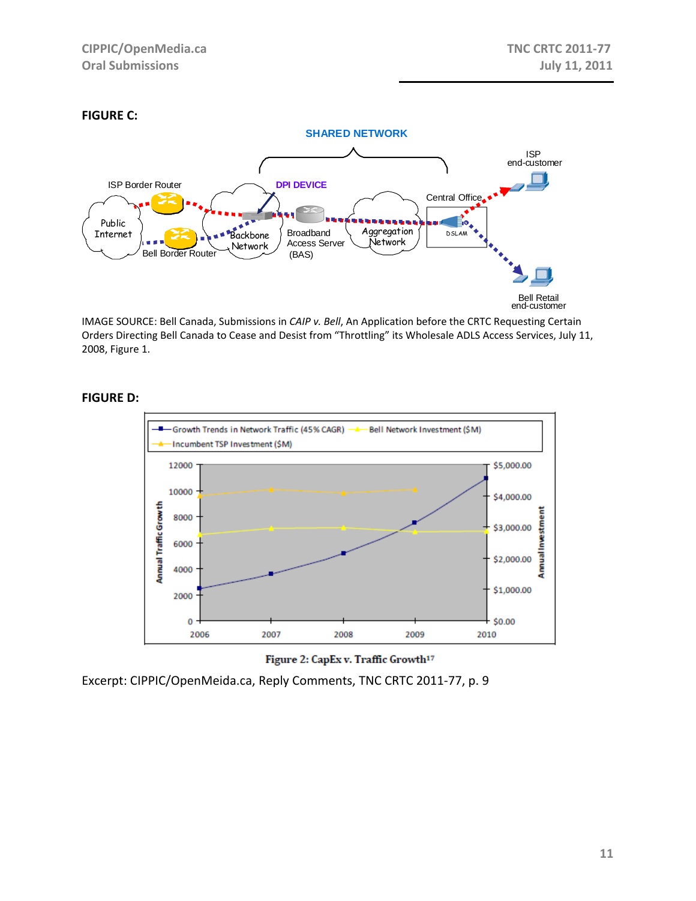**FIGURE C:**

SHARED NETWORK

ISP end-customer

ISP Border Router

DPI DEVICE

Central Office

Public Internet

Backbone Network

Broadband Access Server (BAS)

Aggregation Network

DSLAM

Bell Border Router

Bell Retail end-customer

IMAGE SOURCE: Bell Canada, Submissions in *CAIP v. Bell*, An Application before the CRTC Requesting Certain Orders Directing Bell Canada to Cease and Desist from "Throttling" its Wholesale ADLS Access Services, July 11, 2008, Figure 1.

**FIGURE D:**

Growth Trends in Network Traffic (45% CAGR) — Bell Network Investment ($M) — Incumbent TSP Investment ($M)

Annual Traffic Growth: 0, 2000, 4000, 6000, 8000, 10000, 12000

Annual Investment: $0.00, $1,000.00, $2,000.00, $3,000.00, $4,000.00, $5,000.00

2006, 2007, 2008, 2009, 2010

Figure 2: CapEx v. Traffic Growth[17]

Excerpt: CIPPIC/OpenMeida.ca, Reply Comments, TNC CRTC 2011-77, p. 9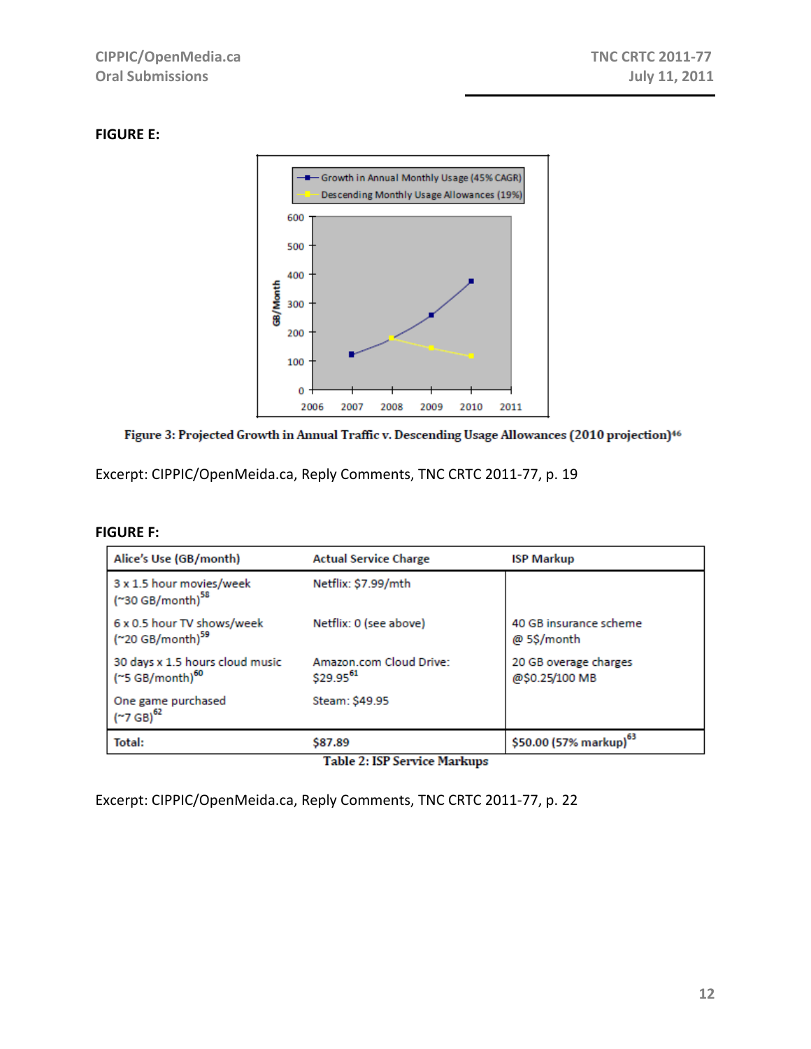**FIGURE E:**

Figure 3: Projected Growth in Annual Traffic v. Descending Usage Allowances (2010 projection)[46]

Excerpt: CIPPIC/OpenMeida.ca, Reply Comments, TNC CRTC 2011-77, p. 19

**FIGURE F:**

| Alice's Use (GB/month) | Actual Service Charge | ISP Markup |
|---|---|---|
| 3 x 1.5 hour movies/week (~30 GB/month)[58] | Netflix: $7.99/mth | |
| 6 x 0.5 hour TV shows/week (~20 GB/month)[59] | Netflix: 0 (see above) | 40 GB insurance scheme @ 5$/month |
| 30 days x 1.5 hours cloud music (~5 GB/month)[60] | Amazon.com Cloud Drive: $29.95[61] | 20 GB overage charges @$0.25/100 MB |
| One game purchased (~7 GB)[62] | Steam: $49.95 | |
| **Total:** | $87.89 | $50.00 (57% markup)[63] |

Table 2: ISP Service Markups

Excerpt: CIPPIC/OpenMeida.ca, Reply Comments, TNC CRTC 2011-77, p. 22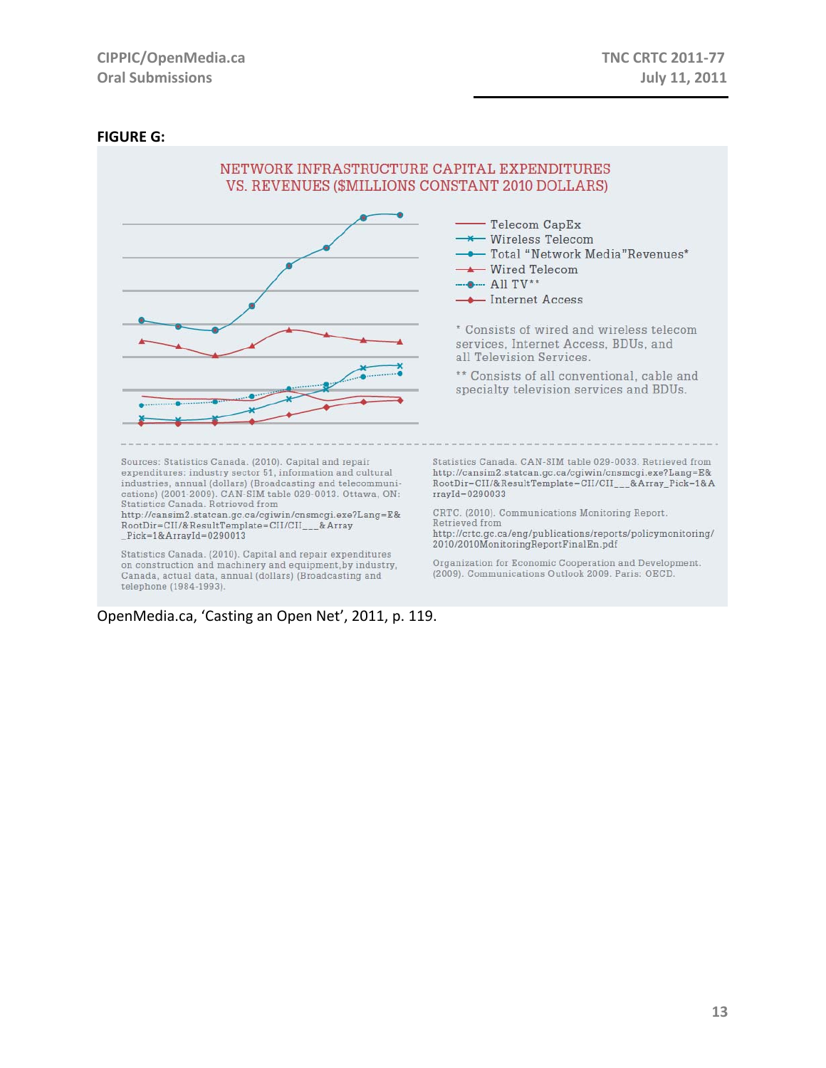**FIGURE G:**

NETWORK INFRASTRUCTURE CAPITAL EXPENDITURES VS. REVENUES ($MILLIONS CONSTANT 2010 DOLLARS)

- Telecom CapEx
- Wireless Telecom
- Total "Network Media"Revenues*
- Wired Telecom
- All TV**
- Internet Access

\* Consists of wired and wireless telecom services, Internet Access, BDUs, and all Television Services.

\*\* Consists of all conventional, cable and specialty television services and BDUs.

Sources: Statistics Canada. (2010). Capital and repair expenditures: industry sector 51, information and cultural industries, annual (dollars) (Broadcasting and telecommunications) (2001-2009). CAN-SIM table 029-0013. Ottawa, ON: Statistics Canada. Retrieved from http://cansim2.statcan.gc.ca/cgiwin/cnsmcgi.exe?Lang=E&RootDir=CII/&ResultTemplate=CII/CII___&Array_Pick=1&ArrayId=0290013

Statistics Canada. (2010). Capital and repair expenditures on construction and machinery and equipment,by industry, Canada, actual data, annual (dollars) (Broadcasting and telephone (1984-1993).

Statistics Canada. CAN-SIM table 029-0033. Retrieved from http://cansim2.statcan.gc.ca/cgiwin/cnsmcgi.exe?Lang=E&RootDir=CII/&ResultTemplate=CII/CII___&Array_Pick=1&ArrayId=0290033

CRTC. (2010). Communications Monitoring Report. Retrieved from http://crtc.gc.ca/eng/publications/reports/policymonitoring/2010/2010MonitoringReportFinalEn.pdf

Organization for Economic Cooperation and Development. (2009). Communications Outlook 2009. Paris: OECD.

OpenMedia.ca, 'Casting an Open Net', 2011, p. 119.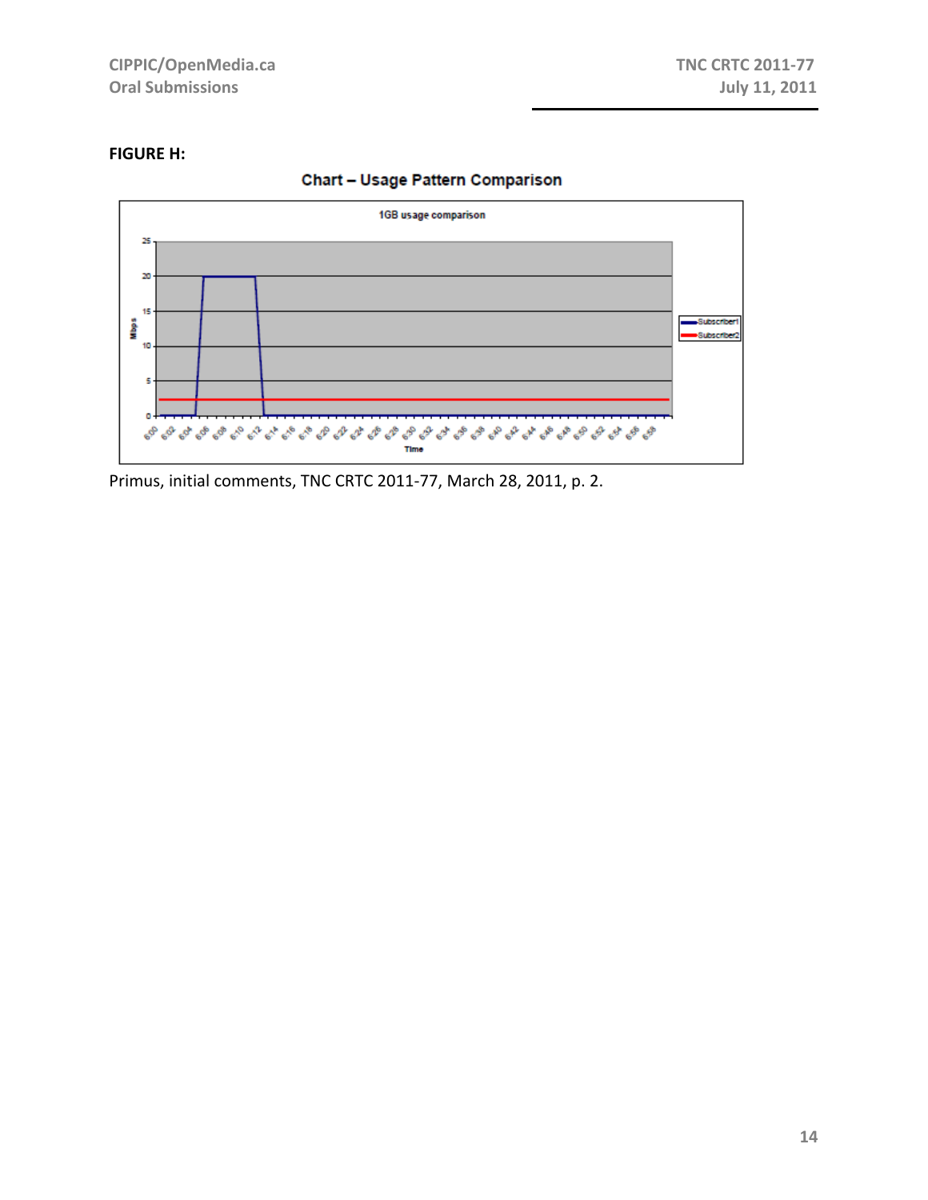**FIGURE H:**

Chart – Usage Pattern Comparison

1GB usage comparison

Mbps

25
20
15
10
5
0

6:00 6:02 6:04 6:06 6:08 6:10 6:12 6:14 6:16 6:18 6:20 6:22 6:24 6:26 6:28 6:30 6:32 6:34 6:36 6:38 6:40 6:42 6:44 6:46 6:48 6:50 6:52 6:54 6:56 6:58

Time

Subscriber1
Subscriber2

Primus, initial comments, TNC CRTC 2011-77, March 28, 2011, p. 2.